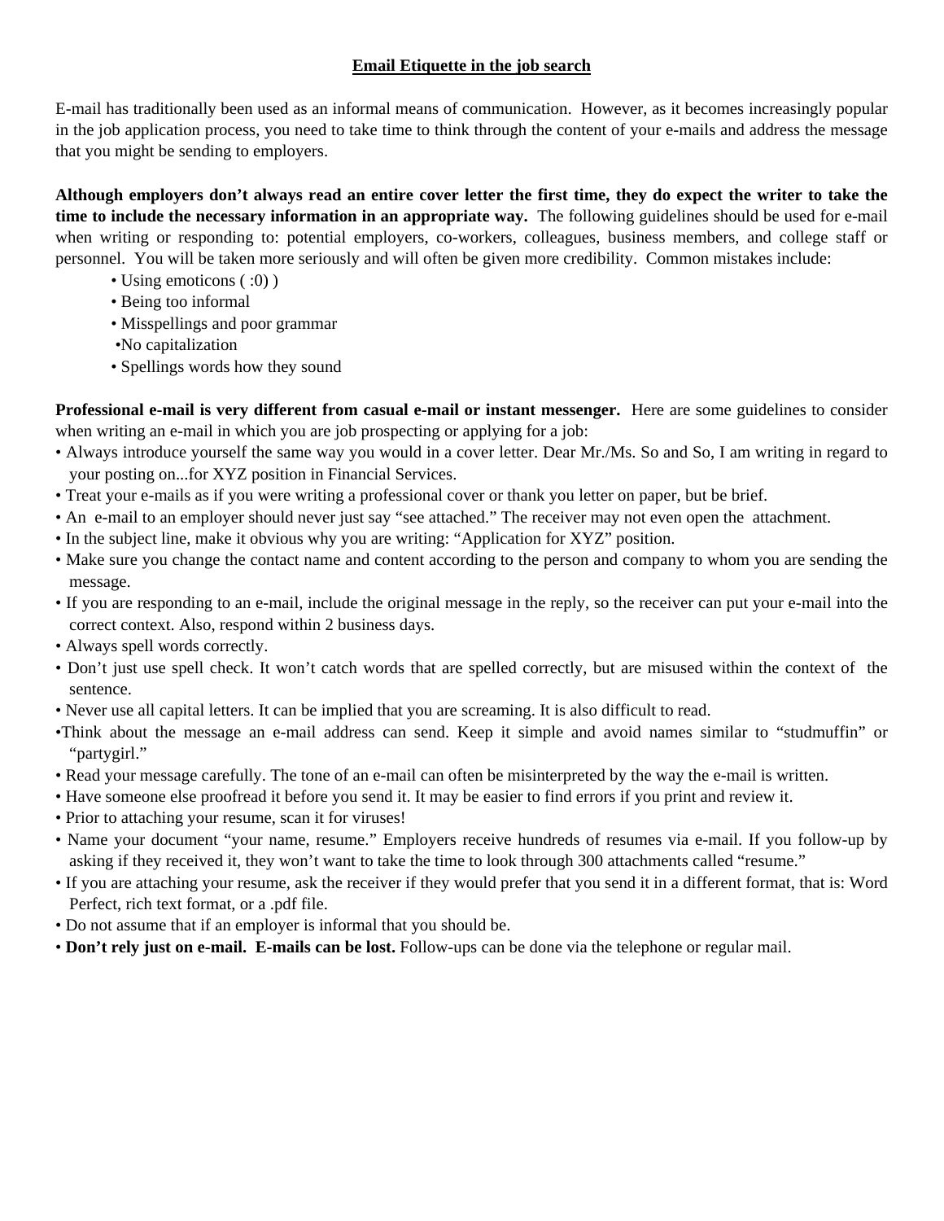# Email Etiquette in the job search

E-mail has traditionally been used as an informal means of communication. However, as it becomes increasingly popular in the job application process, you need to take time to think through the content of your e-mails and address the message that you might be sending to employers.

**Although employers don't always read an entire cover letter the first time, they do expect the writer to take the time to include the necessary information in an appropriate way.** The following guidelines should be used for e-mail when writing or responding to: potential employers, co-workers, colleagues, business members, and college staff or personnel. You will be taken more seriously and will often be given more credibility. Common mistakes include:

- Using emoticons ( :0) )
- Being too informal
- Misspellings and poor grammar
- No capitalization
- Spellings words how they sound

**Professional e-mail is very different from casual e-mail or instant messenger.** Here are some guidelines to consider when writing an e-mail in which you are job prospecting or applying for a job:

- Always introduce yourself the same way you would in a cover letter. Dear Mr./Ms. So and So, I am writing in regard to your posting on...for XYZ position in Financial Services.
- Treat your e-mails as if you were writing a professional cover or thank you letter on paper, but be brief.
- An e-mail to an employer should never just say "see attached." The receiver may not even open the attachment.
- In the subject line, make it obvious why you are writing: "Application for XYZ" position.
- Make sure you change the contact name and content according to the person and company to whom you are sending the message.
- If you are responding to an e-mail, include the original message in the reply, so the receiver can put your e-mail into the correct context. Also, respond within 2 business days.
- Always spell words correctly.
- Don't just use spell check. It won't catch words that are spelled correctly, but are misused within the context of the sentence.
- Never use all capital letters. It can be implied that you are screaming. It is also difficult to read.
- Think about the message an e-mail address can send. Keep it simple and avoid names similar to "studmuffin" or "partygirl."
- Read your message carefully. The tone of an e-mail can often be misinterpreted by the way the e-mail is written.
- Have someone else proofread it before you send it. It may be easier to find errors if you print and review it.
- Prior to attaching your resume, scan it for viruses!
- Name your document "your name, resume." Employers receive hundreds of resumes via e-mail. If you follow-up by asking if they received it, they won't want to take the time to look through 300 attachments called "resume."
- If you are attaching your resume, ask the receiver if they would prefer that you send it in a different format, that is: Word Perfect, rich text format, or a .pdf file.
- Do not assume that if an employer is informal that you should be.
- **Don't rely just on e-mail. E-mails can be lost.** Follow-ups can be done via the telephone or regular mail.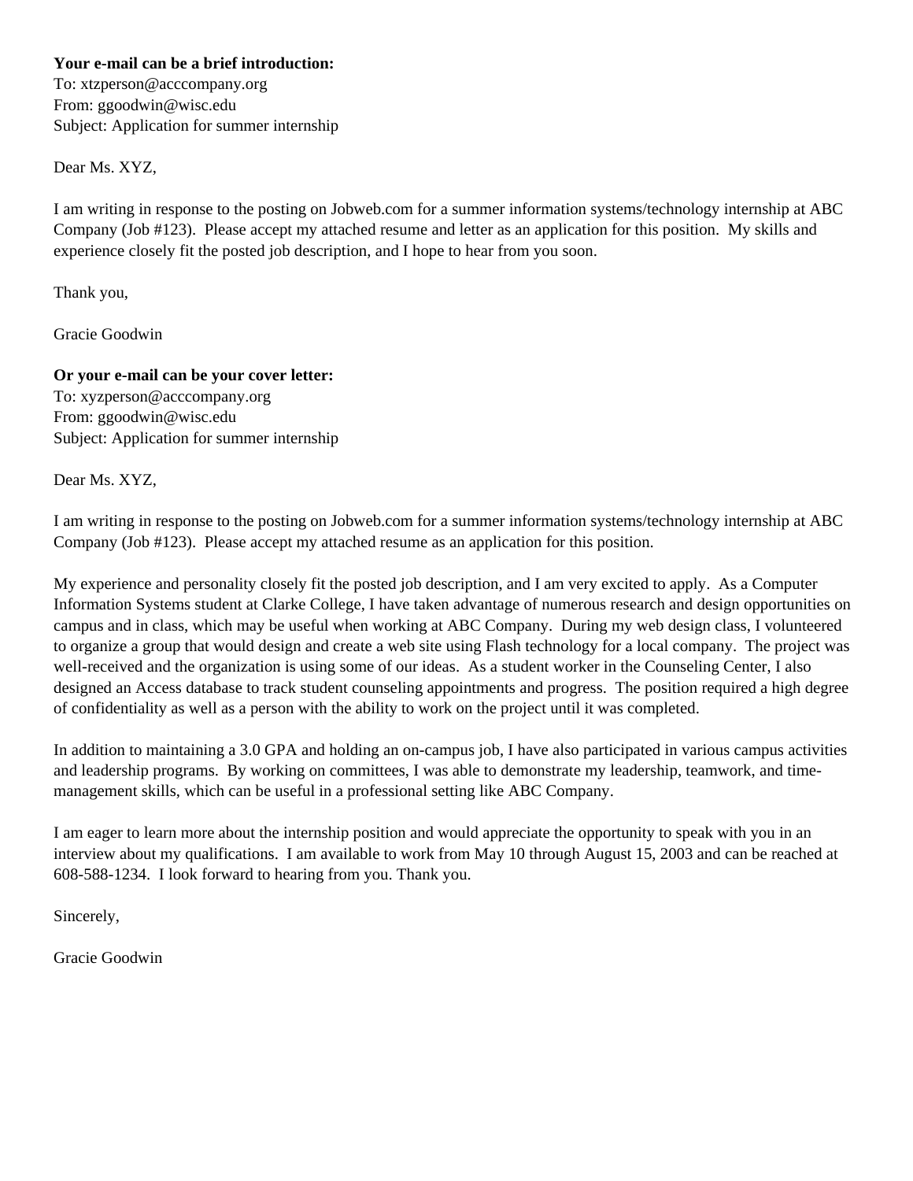**Your e-mail can be a brief introduction:**
To: xtzperson@acccompany.org
From: ggoodwin@wisc.edu
Subject: Application for summer internship

Dear Ms. XYZ,

I am writing in response to the posting on Jobweb.com for a summer information systems/technology internship at ABC Company (Job #123). Please accept my attached resume and letter as an application for this position. My skills and experience closely fit the posted job description, and I hope to hear from you soon.

Thank you,

Gracie Goodwin

**Or your e-mail can be your cover letter:**
To: xyzperson@acccompany.org
From: ggoodwin@wisc.edu
Subject: Application for summer internship

Dear Ms. XYZ,

I am writing in response to the posting on Jobweb.com for a summer information systems/technology internship at ABC Company (Job #123). Please accept my attached resume as an application for this position.

My experience and personality closely fit the posted job description, and I am very excited to apply. As a Computer Information Systems student at Clarke College, I have taken advantage of numerous research and design opportunities on campus and in class, which may be useful when working at ABC Company. During my web design class, I volunteered to organize a group that would design and create a web site using Flash technology for a local company. The project was well-received and the organization is using some of our ideas. As a student worker in the Counseling Center, I also designed an Access database to track student counseling appointments and progress. The position required a high degree of confidentiality as well as a person with the ability to work on the project until it was completed.

In addition to maintaining a 3.0 GPA and holding an on-campus job, I have also participated in various campus activities and leadership programs. By working on committees, I was able to demonstrate my leadership, teamwork, and time-management skills, which can be useful in a professional setting like ABC Company.

I am eager to learn more about the internship position and would appreciate the opportunity to speak with you in an interview about my qualifications. I am available to work from May 10 through August 15, 2003 and can be reached at 608-588-1234. I look forward to hearing from you. Thank you.

Sincerely,

Gracie Goodwin